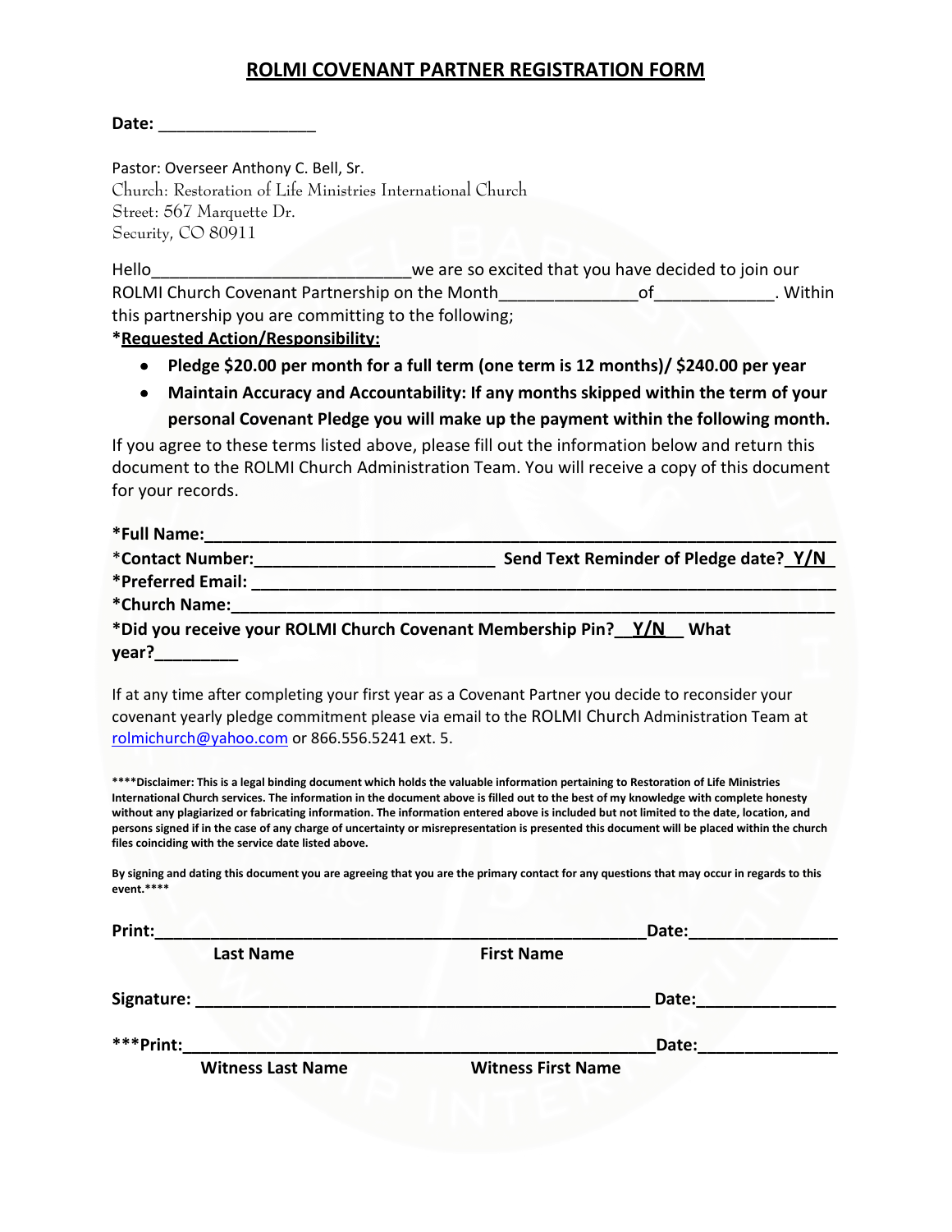# ROLMI COVENANT PARTNER REGISTRATION FORM

**Date:** _________________

Pastor: Overseer Anthony C. Bell, Sr.
Church: Restoration of Life Ministries International Church
Street: 567 Marquette Dr.
Security, CO 80911

Hello___________________________we are so excited that you have decided to join our ROLMI Church Covenant Partnership on the Month______________of____________. Within this partnership you are committing to the following;

***Requested Action/Responsibility:**

- **Pledge $20.00 per month for a full term (one term is 12 months)/ $240.00 per year**
- **Maintain Accuracy and Accountability: If any months skipped within the term of your personal Covenant Pledge you will make up the payment within the following month.**

If you agree to these terms listed above, please fill out the information below and return this document to the ROLMI Church Administration Team. You will receive a copy of this document for your records.

***Full Name:**___________________________________________________________________

*__Contact Number:__________________________ **Send Text Reminder of Pledge date?** __Y/N__

***Preferred Email:** ______________________________________________________________

***Church Name:**_________________________________________________________________

***Did you receive your ROLMI Church Covenant Membership Pin?** __Y/N__ **What year?**_________

If at any time after completing your first year as a Covenant Partner you decide to reconsider your covenant yearly pledge commitment please via email to the ROLMI Church Administration Team at rolmichurch@yahoo.com or 866.556.5241 ext. 5.

*****Disclaimer: This is a legal binding document which holds the valuable information pertaining to Restoration of Life Ministries International Church services. The information in the document above is filled out to the best of my knowledge with complete honesty without any plagiarized or fabricating information. The information entered above is included but not limited to the date, location, and persons signed if in the case of any charge of uncertainty or misrepresentation is presented this document will be placed within the church files coinciding with the service date listed above.**

**By signing and dating this document you are agreeing that you are the primary contact for any questions that may occur in regards to this event.*****

**Print:**_______________________________________________________**Date:**________________
**Last Name** **First Name**

**Signature:** ___________________________________________________ **Date:**_______________

*****Print:**____________________________________________________**Date:**_______________
**Witness Last Name** **Witness First Name**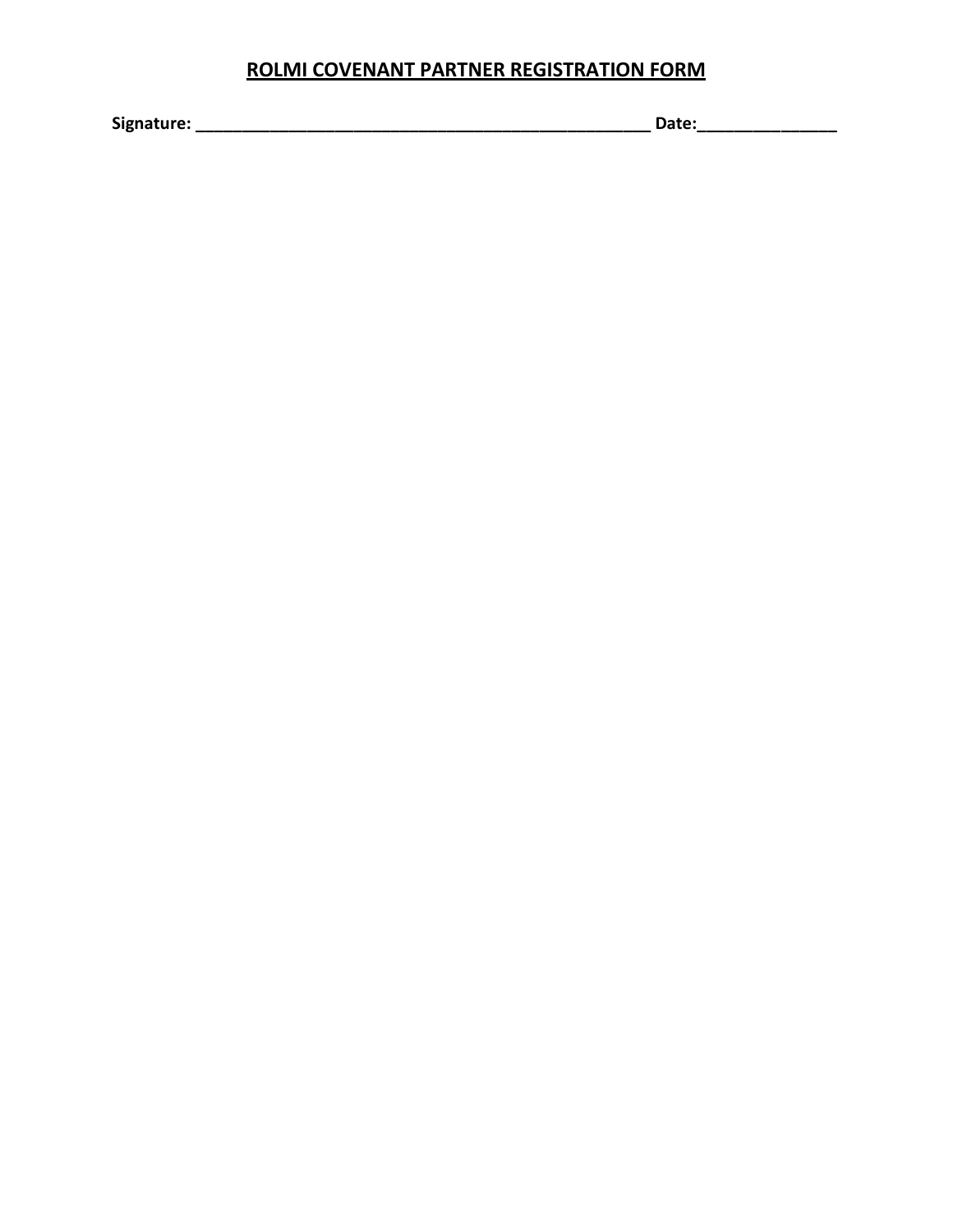## ROLMI COVENANT PARTNER REGISTRATION FORM

**Signature: ____________________________________________________ Date:_______________**